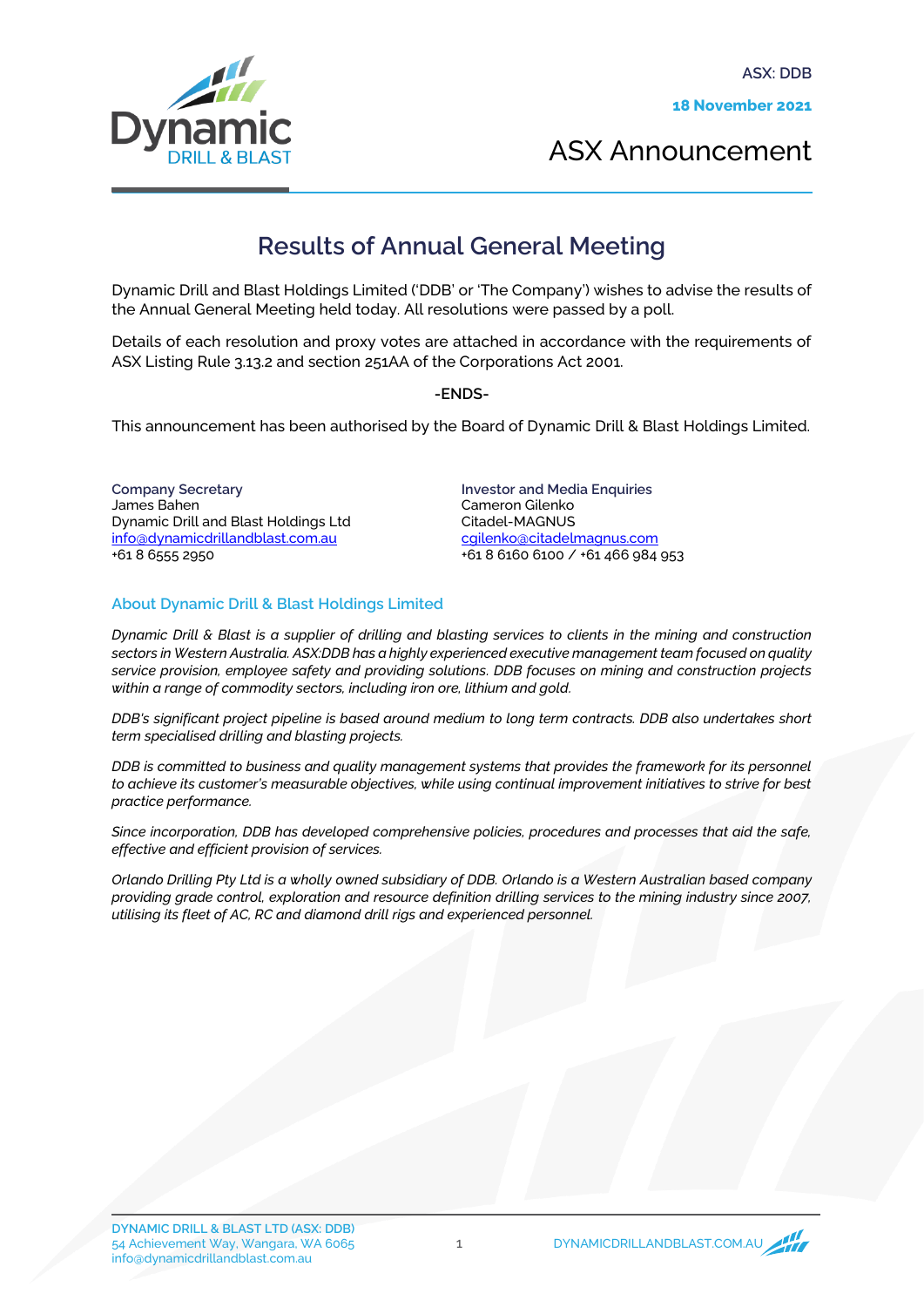ASX: DDB

**18 November 2021**

ASX Announcement

# Results of Annual General Meeting

Dynamic Drill and Blast Holdings Limited ('DDB' or 'The Company') wishes to advise the results of the Annual General Meeting held today. All resolutions were passed by a poll.

Details of each resolution and proxy votes are attached in accordance with the requirements of ASX Listing Rule 3.13.2 and section 251AA of the Corporations Act 2001.

**-ENDS-**

This announcement has been authorised by the Board of Dynamic Drill & Blast Holdings Limited.

**Company Secretary**
James Bahen
Dynamic Drill and Blast Holdings Ltd
info@dynamicdrillandblast.com.au
+61 8 6555 2950

**Investor and Media Enquiries**
Cameron Gilenko
Citadel-MAGNUS
cgilenko@citadelmagnus.com
+61 8 6160 6100 / +61 466 984 953

## About Dynamic Drill & Blast Holdings Limited

*Dynamic Drill & Blast is a supplier of drilling and blasting services to clients in the mining and construction sectors in Western Australia. ASX:DDB has a highly experienced executive management team focused on quality service provision, employee safety and providing solutions. DDB focuses on mining and construction projects within a range of commodity sectors, including iron ore, lithium and gold.*

*DDB's significant project pipeline is based around medium to long term contracts. DDB also undertakes short term specialised drilling and blasting projects.*

*DDB is committed to business and quality management systems that provides the framework for its personnel to achieve its customer's measurable objectives, while using continual improvement initiatives to strive for best practice performance.*

*Since incorporation, DDB has developed comprehensive policies, procedures and processes that aid the safe, effective and efficient provision of services.*

*Orlando Drilling Pty Ltd is a wholly owned subsidiary of DDB. Orlando is a Western Australian based company providing grade control, exploration and resource definition drilling services to the mining industry since 2007, utilising its fleet of AC, RC and diamond drill rigs and experienced personnel.*

DYNAMIC DRILL & BLAST LTD (ASX: DDB)
54 Achievement Way, Wangara, WA 6065
info@dynamicdrillandblast.com.au

DYNAMICDRILLANDBLAST.COM.AU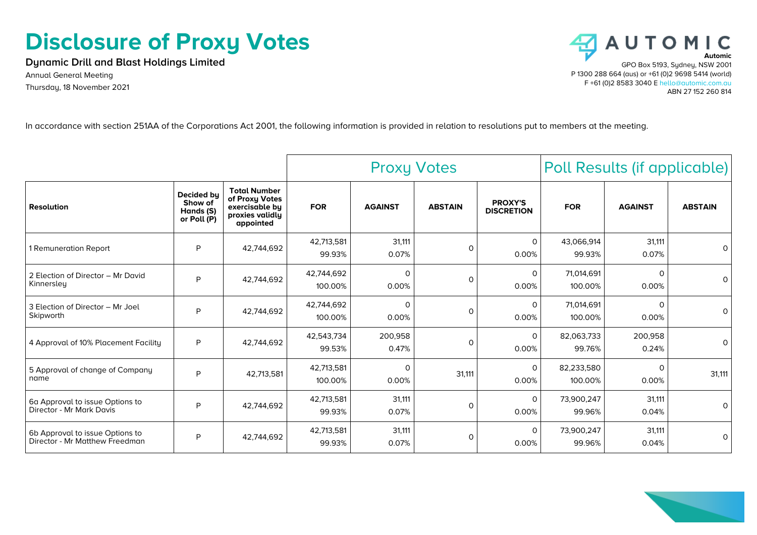# Disclosure of Proxy Votes

**Dynamic Drill and Blast Holdings Limited**

Annual General Meeting

Thursday, 18 November 2021

**AUTOMIC**

**Automic**

GPO Box 5193, Sydney, NSW 2001

P 1300 288 664 (aus) or +61 (0)2 9698 5414 (world)

F +61 (0)2 8583 3040 E hello@automic.com.au

ABN 27 152 260 814

In accordance with section 251AA of the Corporations Act 2001, the following information is provided in relation to resolutions put to members at the meeting.

| | | | Proxy Votes | | | | Poll Results (if applicable) | | |
|---|---|---|---|---|---|---|---|---|---|
| **Resolution** | **Decided by Show of Hands (S) or Poll (P)** | **Total Number of Proxy Votes exercisable by proxies validly appointed** | **FOR** | **AGAINST** | **ABSTAIN** | **PROXY'S DISCRETION** | **FOR** | **AGAINST** | **ABSTAIN** |
| 1 Remuneration Report | P | 42,744,692 | 42,713,581 99.93% | 31,111 0.07% | 0 | 0 0.00% | 43,066,914 99.93% | 31,111 0.07% | 0 |
| 2 Election of Director – Mr David Kinnersley | P | 42,744,692 | 42,744,692 100.00% | 0 0.00% | 0 | 0 0.00% | 71,014,691 100.00% | 0 0.00% | 0 |
| 3 Election of Director – Mr Joel Skipworth | P | 42,744,692 | 42,744,692 100.00% | 0 0.00% | 0 | 0 0.00% | 71,014,691 100.00% | 0 0.00% | 0 |
| 4 Approval of 10% Placement Facility | P | 42,744,692 | 42,543,734 99.53% | 200,958 0.47% | 0 | 0 0.00% | 82,063,733 99.76% | 200,958 0.24% | 0 |
| 5 Approval of change of Company name | P | 42,713,581 | 42,713,581 100.00% | 0 0.00% | 31,111 | 0 0.00% | 82,233,580 100.00% | 0 0.00% | 31,111 |
| 6a Approval to issue Options to Director - Mr Mark Davis | P | 42,744,692 | 42,713,581 99.93% | 31,111 0.07% | 0 | 0 0.00% | 73,900,247 99.96% | 31,111 0.04% | 0 |
| 6b Approval to issue Options to Director - Mr Matthew Freedman | P | 42,744,692 | 42,713,581 99.93% | 31,111 0.07% | 0 | 0 0.00% | 73,900,247 99.96% | 31,111 0.04% | 0 |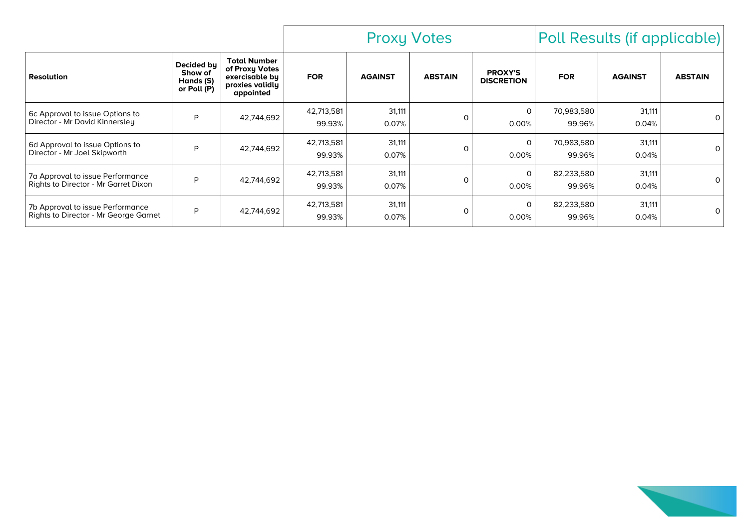| | | | Proxy Votes | | | | Poll Results (if applicable) | | |
|---|---|---|---|---|---|---|---|---|---|
| **Resolution** | **Decided by Show of Hands (S) or Poll (P)** | **Total Number of Proxy Votes exercisable by proxies validly appointed** | **FOR** | **AGAINST** | **ABSTAIN** | **PROXY'S DISCRETION** | **FOR** | **AGAINST** | **ABSTAIN** |
| 6c Approval to issue Options to Director - Mr David Kinnersley | P | 42,744,692 | 42,713,581 99.93% | 31,111 0.07% | 0 | 0 0.00% | 70,983,580 99.96% | 31,111 0.04% | 0 |
| 6d Approval to issue Options to Director - Mr Joel Skipworth | P | 42,744,692 | 42,713,581 99.93% | 31,111 0.07% | 0 | 0 0.00% | 70,983,580 99.96% | 31,111 0.04% | 0 |
| 7a Approval to issue Performance Rights to Director - Mr Garret Dixon | P | 42,744,692 | 42,713,581 99.93% | 31,111 0.07% | 0 | 0 0.00% | 82,233,580 99.96% | 31,111 0.04% | 0 |
| 7b Approval to issue Performance Rights to Director - Mr George Garnet | P | 42,744,692 | 42,713,581 99.93% | 31,111 0.07% | 0 | 0 0.00% | 82,233,580 99.96% | 31,111 0.04% | 0 |